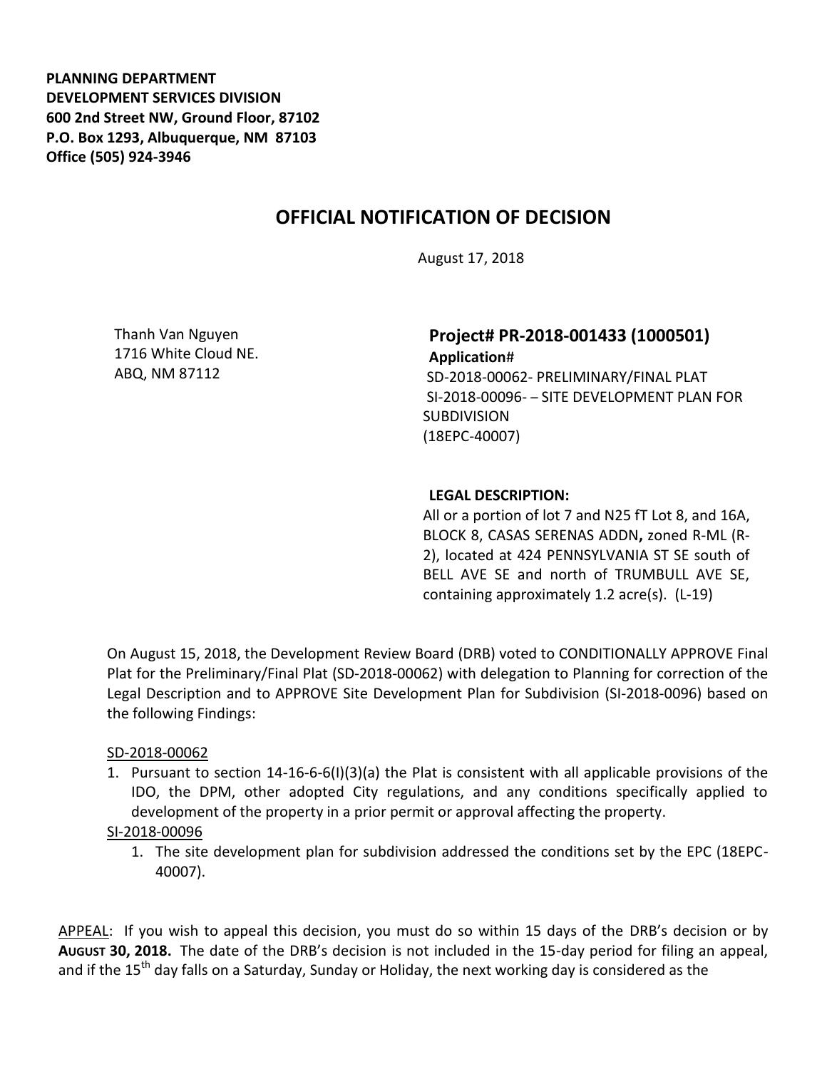**PLANNING DEPARTMENT**
**DEVELOPMENT SERVICES DIVISION**
**600 2nd Street NW, Ground Floor, 87102**
**P.O. Box 1293, Albuquerque, NM 87103**
**Office (505) 924-3946**

# OFFICIAL NOTIFICATION OF DECISION

August 17, 2018

Thanh Van Nguyen
1716 White Cloud NE.
ABQ, NM 87112

**Project# PR-2018-001433 (1000501)**
**Application#**
SD-2018-00062- PRELIMINARY/FINAL PLAT
SI-2018-00096- – SITE DEVELOPMENT PLAN FOR SUBDIVISION
(18EPC-40007)

**LEGAL DESCRIPTION:**
All or a portion of lot 7 and N25 fT Lot 8, and 16A, BLOCK 8, CASAS SERENAS ADDN**,** zoned R-ML (R-2), located at 424 PENNSYLVANIA ST SE south of BELL AVE SE and north of TRUMBULL AVE SE, containing approximately 1.2 acre(s). (L-19)

On August 15, 2018, the Development Review Board (DRB) voted to CONDITIONALLY APPROVE Final Plat for the Preliminary/Final Plat (SD-2018-00062) with delegation to Planning for correction of the Legal Description and to APPROVE Site Development Plan for Subdivision (SI-2018-0096) based on the following Findings:

SD-2018-00062

1. Pursuant to section 14-16-6-6(I)(3)(a) the Plat is consistent with all applicable provisions of the IDO, the DPM, other adopted City regulations, and any conditions specifically applied to development of the property in a prior permit or approval affecting the property.

SI-2018-00096

1. The site development plan for subdivision addressed the conditions set by the EPC (18EPC-40007).

APPEAL: If you wish to appeal this decision, you must do so within 15 days of the DRB's decision or by **AUGUST 30, 2018.** The date of the DRB's decision is not included in the 15-day period for filing an appeal, and if the 15th day falls on a Saturday, Sunday or Holiday, the next working day is considered as the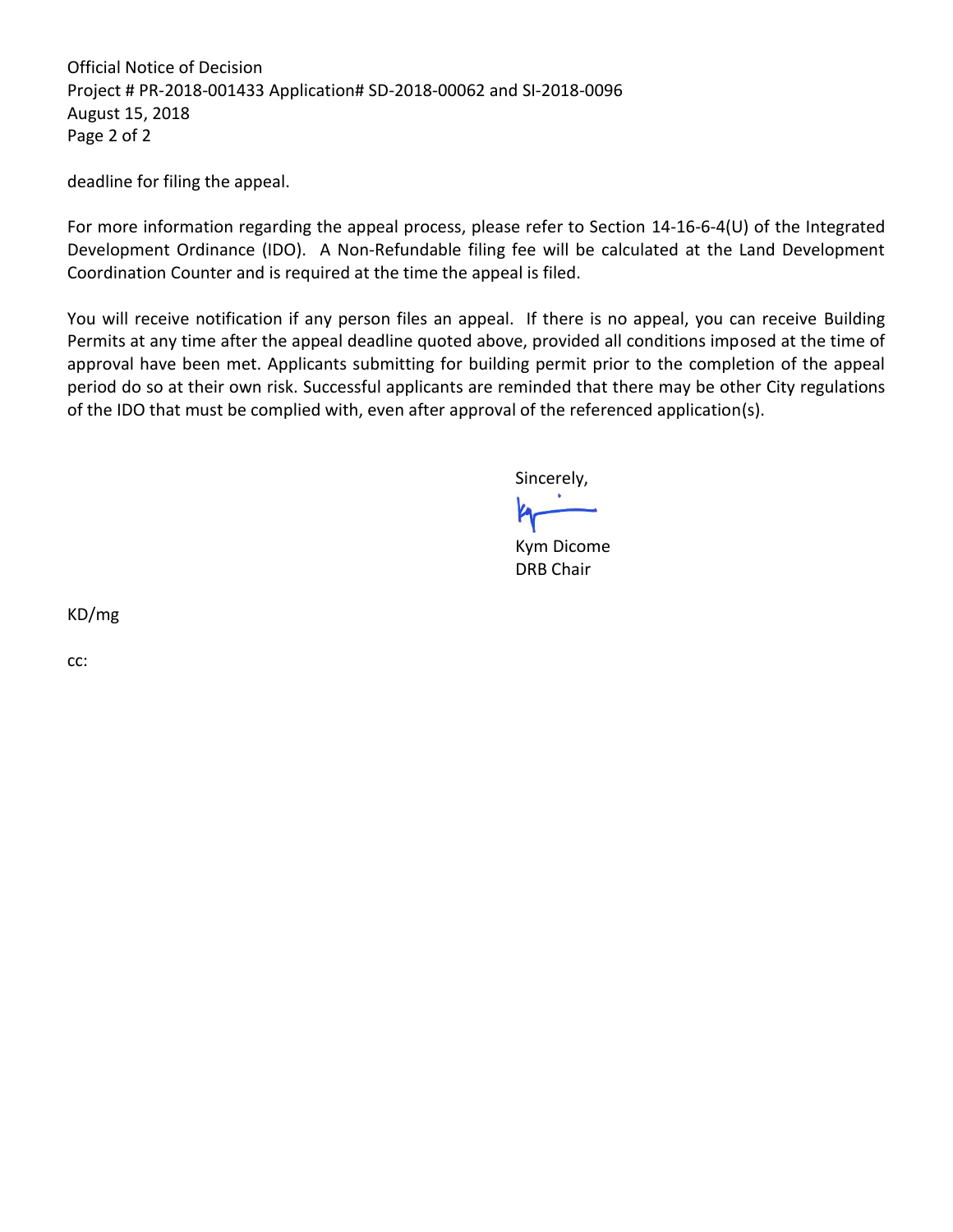deadline for filing the appeal.

For more information regarding the appeal process, please refer to Section 14-16-6-4(U) of the Integrated Development Ordinance (IDO). A Non-Refundable filing fee will be calculated at the Land Development Coordination Counter and is required at the time the appeal is filed.

You will receive notification if any person files an appeal. If there is no appeal, you can receive Building Permits at any time after the appeal deadline quoted above, provided all conditions imposed at the time of approval have been met. Applicants submitting for building permit prior to the completion of the appeal period do so at their own risk. Successful applicants are reminded that there may be other City regulations of the IDO that must be complied with, even after approval of the referenced application(s).

Sincerely,

Kym Dicome
DRB Chair

KD/mg

cc: